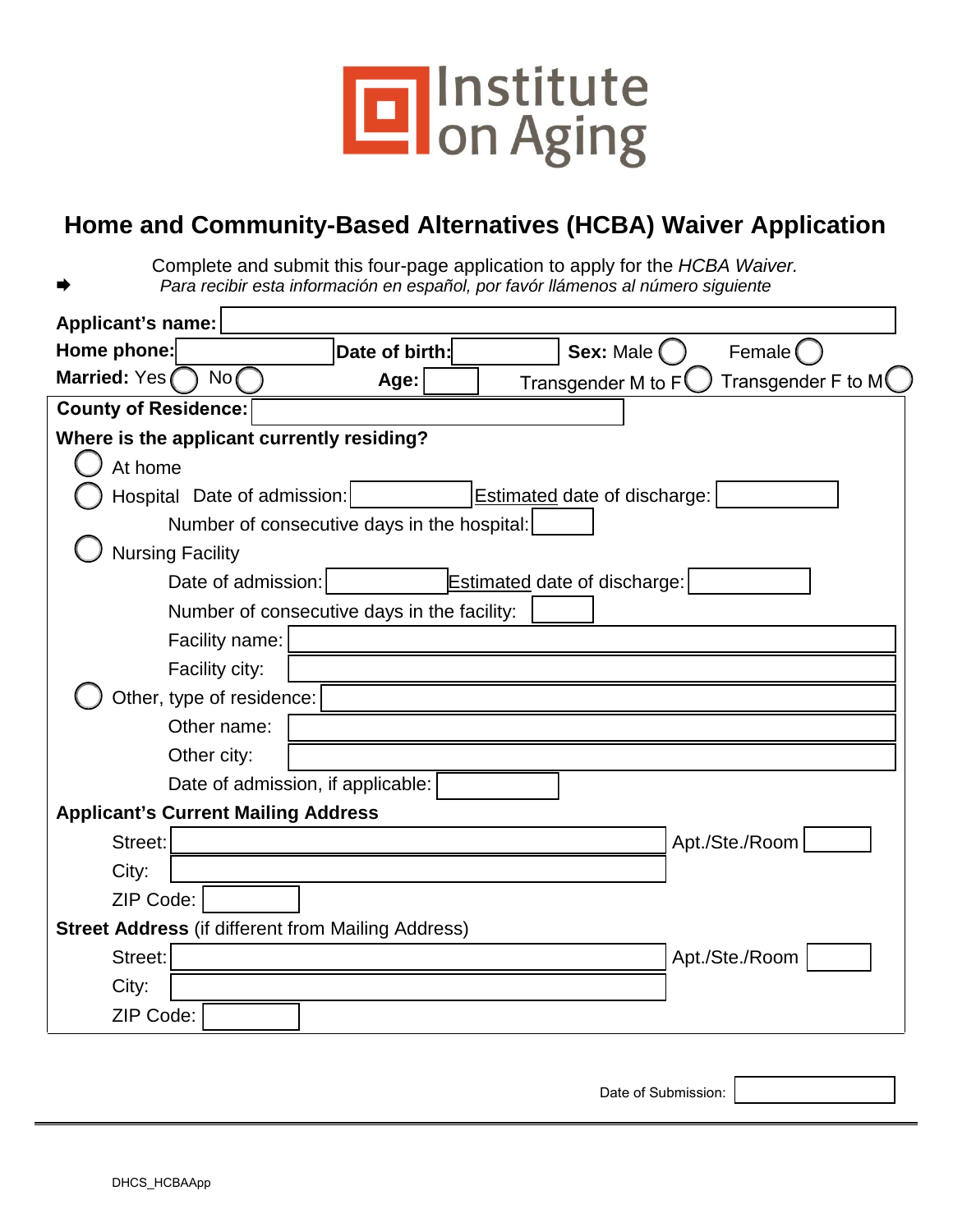Institute on Aging

# Home and Community-Based Alternatives (HCBA) Waiver Application

Complete and submit this four-page application to apply for the *HCBA Waiver.*

➡ *Para recibir esta información en español, por favór llámenos al número siguiente*

**Applicant's name:** 

**Home phone:**  **Date of birth:**  **Sex:** Male ◯ Female ◯

**Married:** Yes ◯ No ◯ **Age:**  Transgender M to F ◯ Transgender F to M ◯

**County of Residence:** 

**Where is the applicant currently residing?**

◯ At home

◯ Hospital Date of admission:  Estimated date of discharge: 

Number of consecutive days in the hospital: 

◯ Nursing Facility

Date of admission:  Estimated date of discharge: 

Number of consecutive days in the facility: 

Facility name: 

Facility city: 

◯ Other, type of residence: 

Other name: 

Other city: 

Date of admission, if applicable: 

**Applicant's Current Mailing Address**

Street:  Apt./Ste./Room 

City: 

ZIP Code: 

**Street Address** (if different from Mailing Address)

Street:  Apt./Ste./Room 

City: 

ZIP Code: 

Date of Submission: 

DHCS_HCBAApp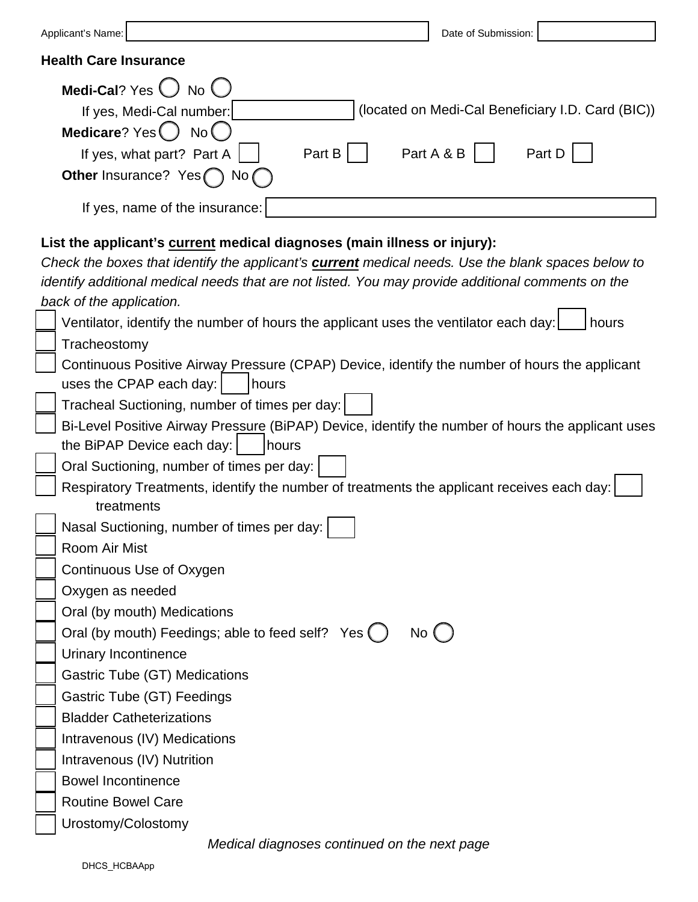Applicant's Name: ____________________ Date of Submission: __________

**Health Care Insurance**

**Medi-Cal**? Yes ○ No ○

If yes, Medi-Cal number: __________ (located on Medi-Cal Beneficiary I.D. Card (BIC))

**Medicare**? Yes ○ No ○

If yes, what part? Part A ☐ Part B ☐ Part A & B ☐ Part D ☐

**Other** Insurance? Yes ○ No ○

If yes, name of the insurance: ____________________

**List the applicant's current medical diagnoses (main illness or injury):**

*Check the boxes that identify the applicant's **current** medical needs. Use the blank spaces below to identify additional medical needs that are not listed. You may provide additional comments on the back of the application.*

- ☐ Ventilator, identify the number of hours the applicant uses the ventilator each day: ___ hours
- ☐ Tracheostomy
- ☐ Continuous Positive Airway Pressure (CPAP) Device, identify the number of hours the applicant uses the CPAP each day: ___ hours
- ☐ Tracheal Suctioning, number of times per day: ___
- ☐ Bi-Level Positive Airway Pressure (BiPAP) Device, identify the number of hours the applicant uses the BiPAP Device each day: ___ hours
- ☐ Oral Suctioning, number of times per day: ___
- ☐ Respiratory Treatments, identify the number of treatments the applicant receives each day: ___ treatments
- ☐ Nasal Suctioning, number of times per day: ___
- ☐ Room Air Mist
- ☐ Continuous Use of Oxygen
- ☐ Oxygen as needed
- ☐ Oral (by mouth) Medications
- ☐ Oral (by mouth) Feedings; able to feed self? Yes ○ No ○
- ☐ Urinary Incontinence
- ☐ Gastric Tube (GT) Medications
- ☐ Gastric Tube (GT) Feedings
- ☐ Bladder Catheterizations
- ☐ Intravenous (IV) Medications
- ☐ Intravenous (IV) Nutrition
- ☐ Bowel Incontinence
- ☐ Routine Bowel Care
- ☐ Urostomy/Colostomy

*Medical diagnoses continued on the next page*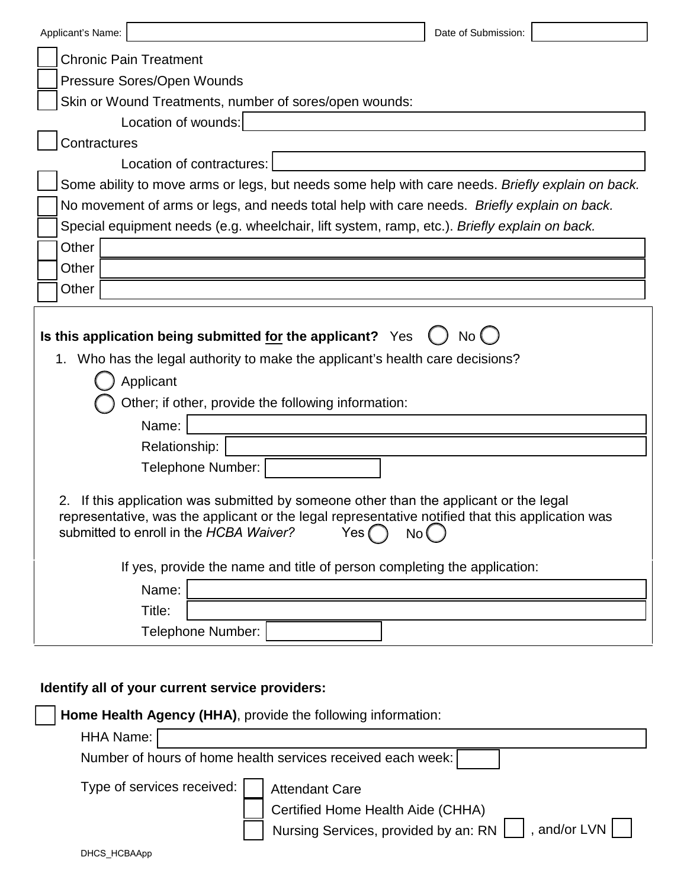Applicant's Name: ____________________ Date of Submission: ____________

- [ ] Chronic Pain Treatment
- [ ] Pressure Sores/Open Wounds
- [ ] Skin or Wound Treatments, number of sores/open wounds:
  - Location of wounds: ____________________
- [ ] Contractures
  - Location of contractures: ____________________
- [ ] Some ability to move arms or legs, but needs some help with care needs. *Briefly explain on back.*
- [ ] No movement of arms or legs, and needs total help with care needs. *Briefly explain on back.*
- [ ] Special equipment needs (e.g. wheelchair, lift system, ramp, etc.). *Briefly explain on back.*
- [ ] Other ____________________
- [ ] Other ____________________
- [ ] Other ____________________

**Is this application being submitted for the applicant?** Yes ◯ No ◯

1. Who has the legal authority to make the applicant's health care decisions?
   - ◯ Applicant
   - ◯ Other; if other, provide the following information:
     - Name: ____________________
     - Relationship: ____________________
     - Telephone Number: ____________

2. If this application was submitted by someone other than the applicant or the legal representative, was the applicant or the legal representative notified that this application was submitted to enroll in the *HCBA Waiver?* Yes ◯ No ◯

   If yes, provide the name and title of person completing the application:
   - Name: ____________________
   - Title: ____________________
   - Telephone Number: ____________

**Identify all of your current service providers:**

- [ ] **Home Health Agency (HHA)**, provide the following information:
  - HHA Name: ____________________
  - Number of hours of home health services received each week: ______
  - Type of services received:
    - [ ] Attendant Care
    - [ ] Certified Home Health Aide (CHHA)
    - [ ] Nursing Services, provided by an: RN [ ] , and/or LVN [ ]

DHCS_HCBAApp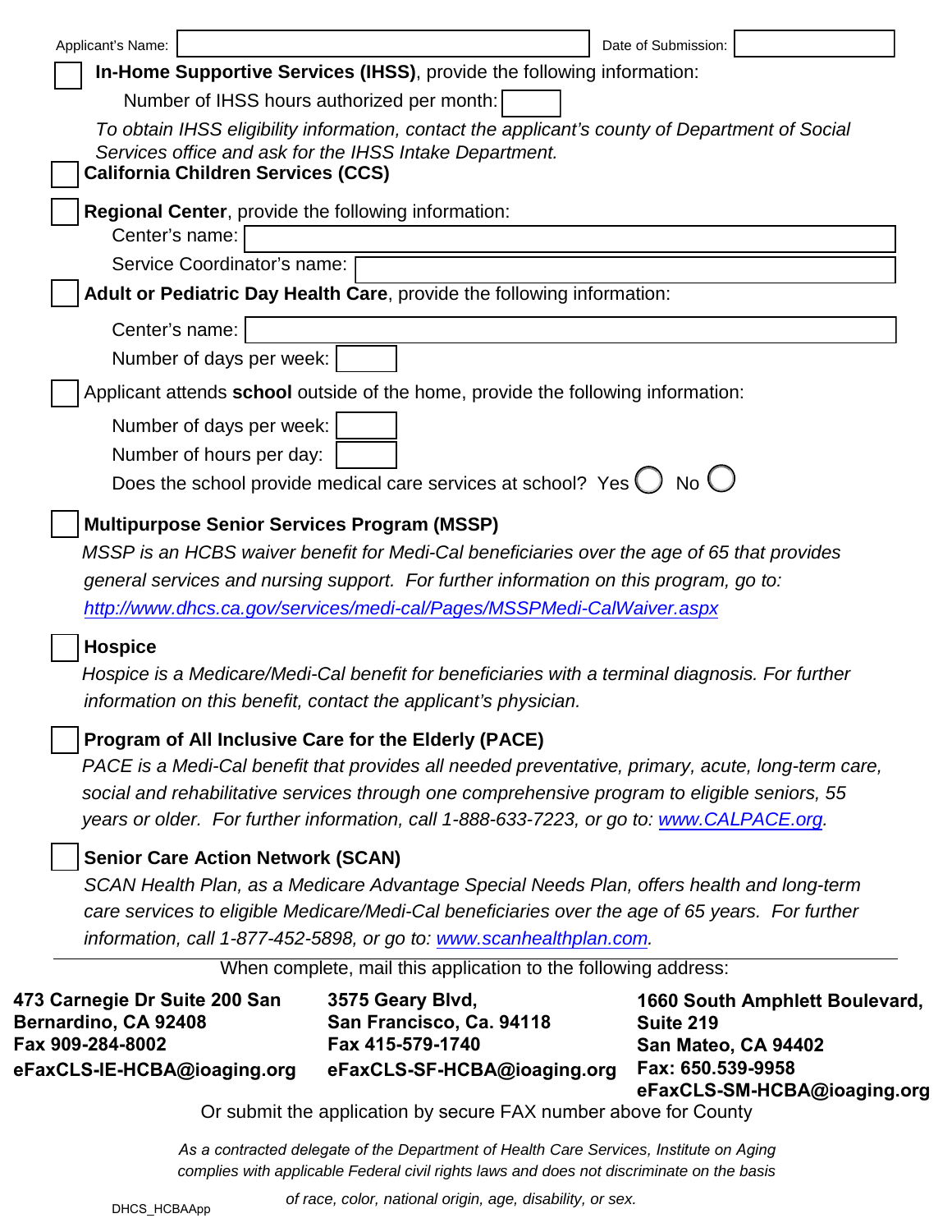Applicant's Name: ______________________ Date of Submission: __________

☐ **In-Home Supportive Services (IHSS)**, provide the following information:

Number of IHSS hours authorized per month: ______

*To obtain IHSS eligibility information, contact the applicant's county of Department of Social Services office and ask for the IHSS Intake Department.*

☐ **California Children Services (CCS)**

☐ **Regional Center**, provide the following information:

Center's name: ______________________

Service Coordinator's name: ______________________

☐ **Adult or Pediatric Day Health Care**, provide the following information:

Center's name: ______________________

Number of days per week: ______

☐ Applicant attends **school** outside of the home, provide the following information:

Number of days per week: ______

Number of hours per day: ______

Does the school provide medical care services at school? Yes ◯ No ◯

☐ **Multipurpose Senior Services Program (MSSP)**

*MSSP is an HCBS waiver benefit for Medi-Cal beneficiaries over the age of 65 that provides general services and nursing support. For further information on this program, go to: http://www.dhcs.ca.gov/services/medi-cal/Pages/MSSPMedi-CalWaiver.aspx*

☐ **Hospice**

*Hospice is a Medicare/Medi-Cal benefit for beneficiaries with a terminal diagnosis. For further information on this benefit, contact the applicant's physician.*

☐ **Program of All Inclusive Care for the Elderly (PACE)**

*PACE is a Medi-Cal benefit that provides all needed preventative, primary, acute, long-term care, social and rehabilitative services through one comprehensive program to eligible seniors, 55 years or older. For further information, call 1-888-633-7223, or go to: www.CALPACE.org.*

☐ **Senior Care Action Network (SCAN)**

*SCAN Health Plan, as a Medicare Advantage Special Needs Plan, offers health and long-term care services to eligible Medicare/Medi-Cal beneficiaries over the age of 65 years. For further information, call 1-877-452-5898, or go to: www.scanhealthplan.com.*

---

When complete, mail this application to the following address:

**473 Carnegie Dr Suite 200 San Bernardino, CA 92408**
**Fax 909-284-8002**
**eFaxCLS-IE-HCBA@ioaging.org**

**3575 Geary Blvd, San Francisco, Ca. 94118**
**Fax 415-579-1740**
**eFaxCLS-SF-HCBA@ioaging.org**

**1660 South Amphlett Boulevard, Suite 219**
**San Mateo, CA 94402**
**Fax: 650.539-9958**
**eFaxCLS-SM-HCBA@ioaging.org**

Or submit the application by secure FAX number above for County

*As a contracted delegate of the Department of Health Care Services, Institute on Aging complies with applicable Federal civil rights laws and does not discriminate on the basis of race, color, national origin, age, disability, or sex.*

DHCS_HCBAApp